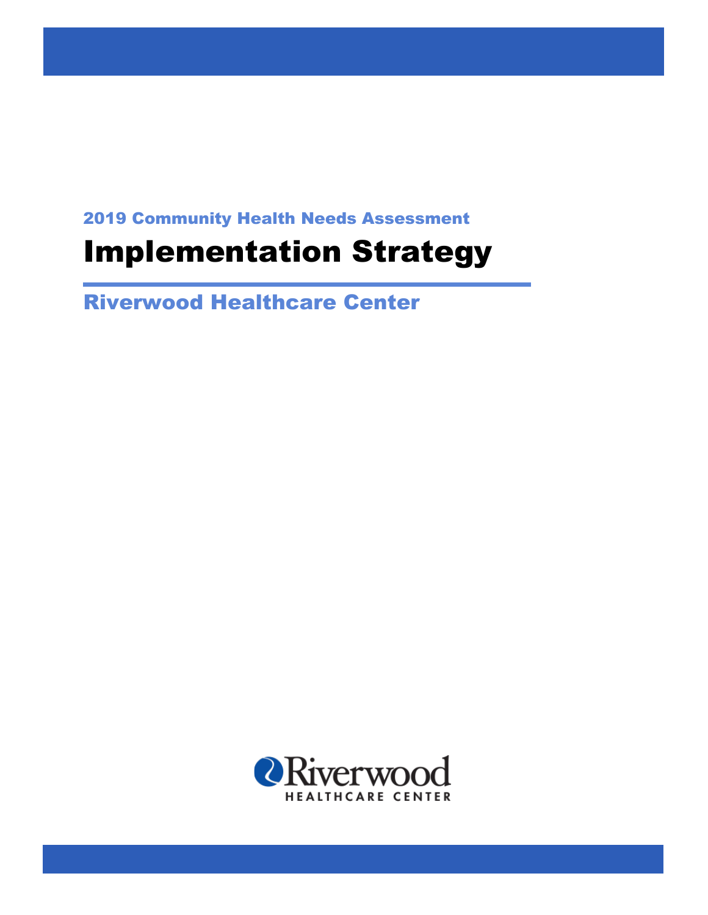2019 Community Health Needs Assessment

# Implementation Strategy

## Riverwood Healthcare Center

Riverwood

HEALTHCARE CENTER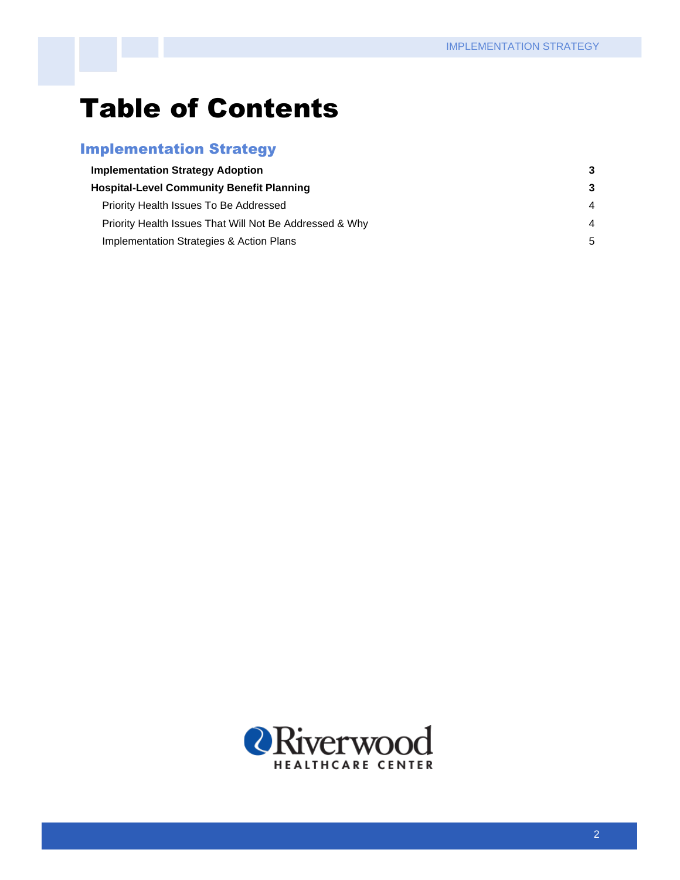# Table of Contents

## Implementation Strategy

| | |
|---|---|
| **Implementation Strategy Adoption** | **3** |
| **Hospital-Level Community Benefit Planning** | **3** |
| Priority Health Issues To Be Addressed | 4 |
| Priority Health Issues That Will Not Be Addressed & Why | 4 |
| Implementation Strategies & Action Plans | 5 |

Riverwood HEALTHCARE CENTER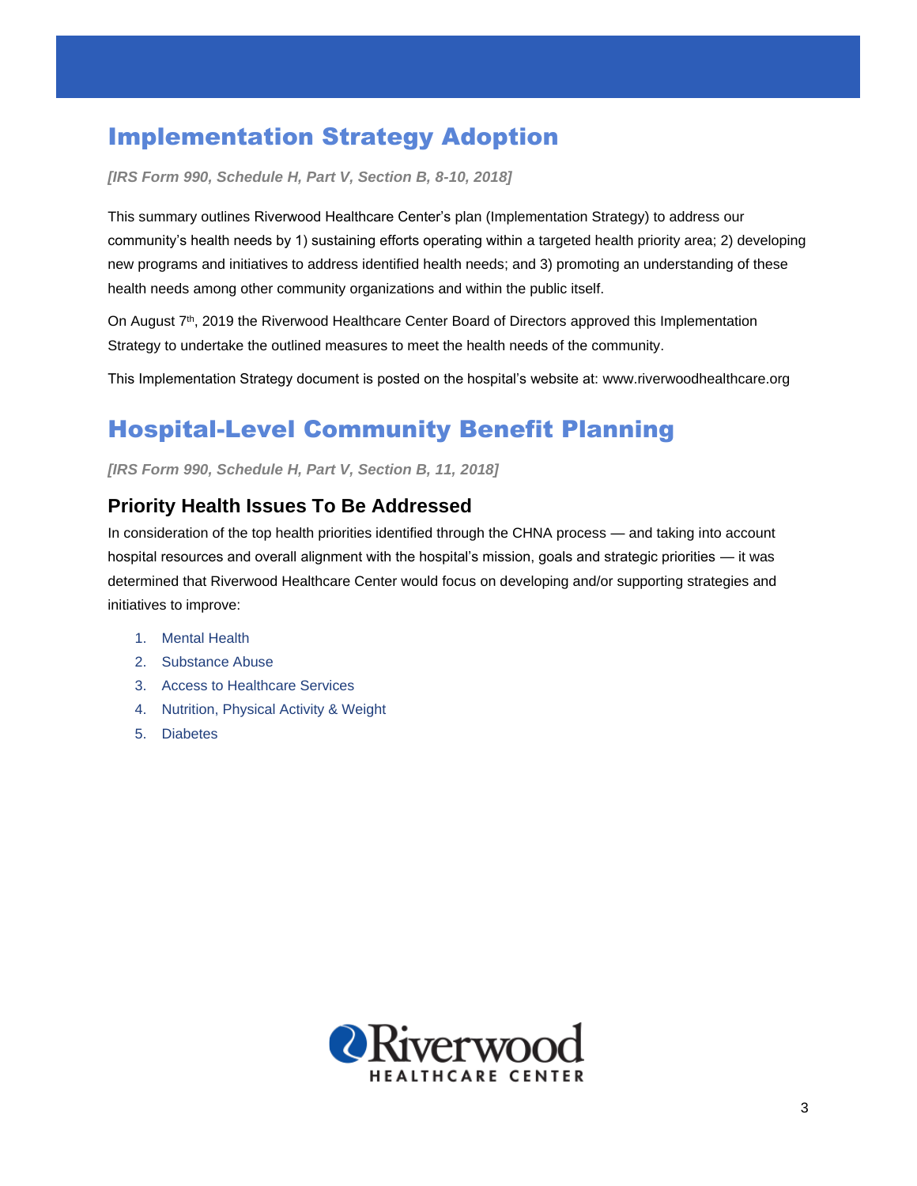# Implementation Strategy Adoption

***[IRS Form 990, Schedule H, Part V, Section B, 8-10, 2018]***

This summary outlines Riverwood Healthcare Center's plan (Implementation Strategy) to address our community's health needs by 1) sustaining efforts operating within a targeted health priority area; 2) developing new programs and initiatives to address identified health needs; and 3) promoting an understanding of these health needs among other community organizations and within the public itself.

On August 7th, 2019 the Riverwood Healthcare Center Board of Directors approved this Implementation Strategy to undertake the outlined measures to meet the health needs of the community.

This Implementation Strategy document is posted on the hospital's website at: www.riverwoodhealthcare.org

# Hospital-Level Community Benefit Planning

***[IRS Form 990, Schedule H, Part V, Section B, 11, 2018]***

## Priority Health Issues To Be Addressed

In consideration of the top health priorities identified through the CHNA process — and taking into account hospital resources and overall alignment with the hospital's mission, goals and strategic priorities — it was determined that Riverwood Healthcare Center would focus on developing and/or supporting strategies and initiatives to improve:

1. Mental Health
2. Substance Abuse
3. Access to Healthcare Services
4. Nutrition, Physical Activity & Weight
5. Diabetes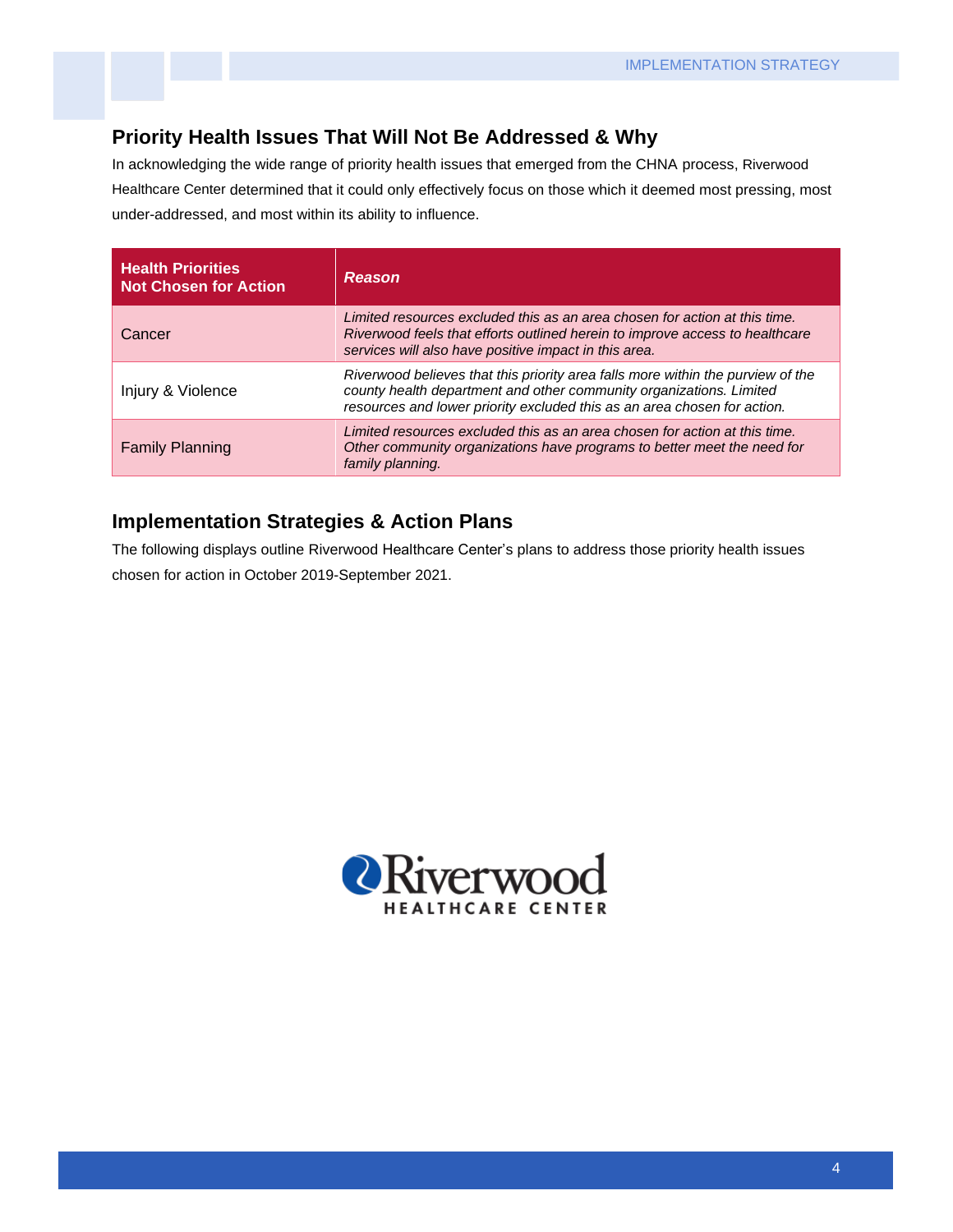## Priority Health Issues That Will Not Be Addressed & Why

In acknowledging the wide range of priority health issues that emerged from the CHNA process, Riverwood Healthcare Center determined that it could only effectively focus on those which it deemed most pressing, most under-addressed, and most within its ability to influence.

| Health Priorities Not Chosen for Action | *Reason* |
|---|---|
| Cancer | *Limited resources excluded this as an area chosen for action at this time. Riverwood feels that efforts outlined herein to improve access to healthcare services will also have positive impact in this area.* |
| Injury & Violence | *Riverwood believes that this priority area falls more within the purview of the county health department and other community organizations. Limited resources and lower priority excluded this as an area chosen for action.* |
| Family Planning | *Limited resources excluded this as an area chosen for action at this time. Other community organizations have programs to better meet the need for family planning.* |

## Implementation Strategies & Action Plans

The following displays outline Riverwood Healthcare Center's plans to address those priority health issues chosen for action in October 2019-September 2021.

Riverwood
HEALTHCARE CENTER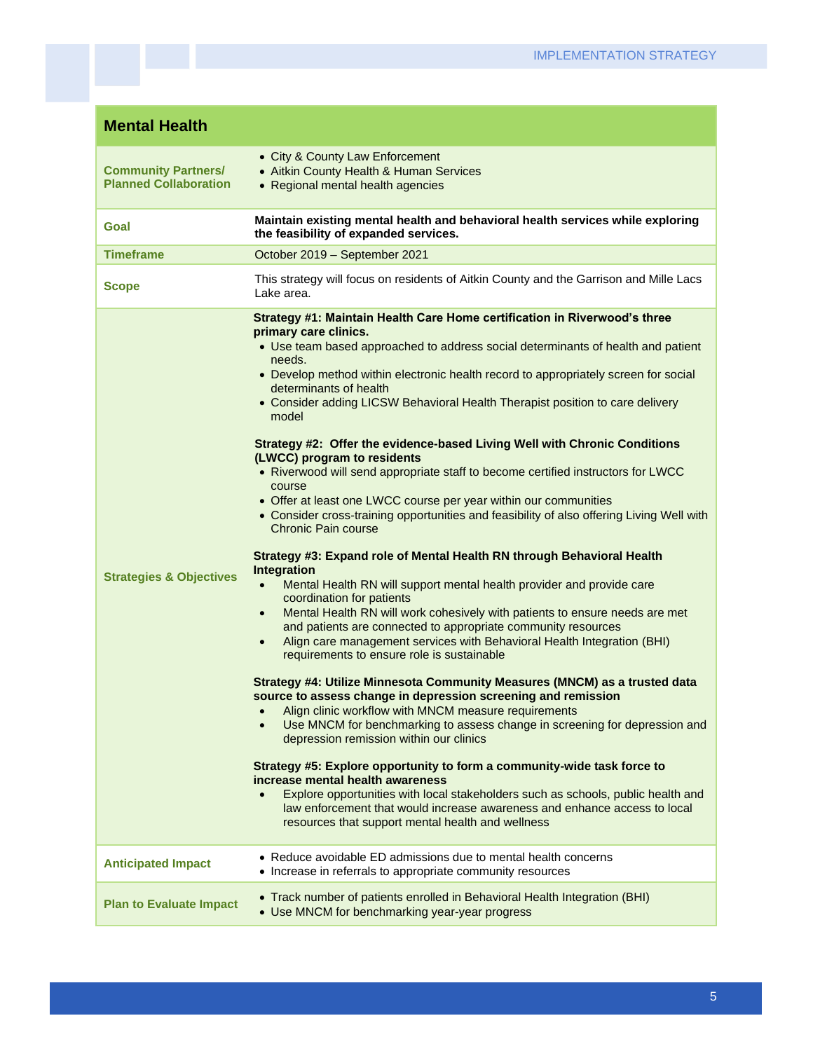| Mental Health | |
|---|---|
| **Community Partners/ Planned Collaboration** | • City & County Law Enforcement<br>• Aitkin County Health & Human Services<br>• Regional mental health agencies |
| **Goal** | **Maintain existing mental health and behavioral health services while exploring the feasibility of expanded services.** |
| **Timeframe** | October 2019 – September 2021 |
| **Scope** | This strategy will focus on residents of Aitkin County and the Garrison and Mille Lacs Lake area. |
| **Strategies & Objectives** | **Strategy #1: Maintain Health Care Home certification in Riverwood's three primary care clinics.**<br>• Use team based approached to address social determinants of health and patient needs.<br>• Develop method within electronic health record to appropriately screen for social determinants of health<br>• Consider adding LICSW Behavioral Health Therapist position to care delivery model<br><br>**Strategy #2: Offer the evidence-based Living Well with Chronic Conditions (LWCC) program to residents**<br>• Riverwood will send appropriate staff to become certified instructors for LWCC course<br>• Offer at least one LWCC course per year within our communities<br>• Consider cross-training opportunities and feasibility of also offering Living Well with Chronic Pain course<br><br>**Strategy #3: Expand role of Mental Health RN through Behavioral Health Integration**<br>• Mental Health RN will support mental health provider and provide care coordination for patients<br>• Mental Health RN will work cohesively with patients to ensure needs are met and patients are connected to appropriate community resources<br>• Align care management services with Behavioral Health Integration (BHI) requirements to ensure role is sustainable<br><br>**Strategy #4: Utilize Minnesota Community Measures (MNCM) as a trusted data source to assess change in depression screening and remission**<br>• Align clinic workflow with MNCM measure requirements<br>• Use MNCM for benchmarking to assess change in screening for depression and depression remission within our clinics<br><br>**Strategy #5: Explore opportunity to form a community-wide task force to increase mental health awareness**<br>• Explore opportunities with local stakeholders such as schools, public health and law enforcement that would increase awareness and enhance access to local resources that support mental health and wellness |
| **Anticipated Impact** | • Reduce avoidable ED admissions due to mental health concerns<br>• Increase in referrals to appropriate community resources |
| **Plan to Evaluate Impact** | • Track number of patients enrolled in Behavioral Health Integration (BHI)<br>• Use MNCM for benchmarking year-year progress |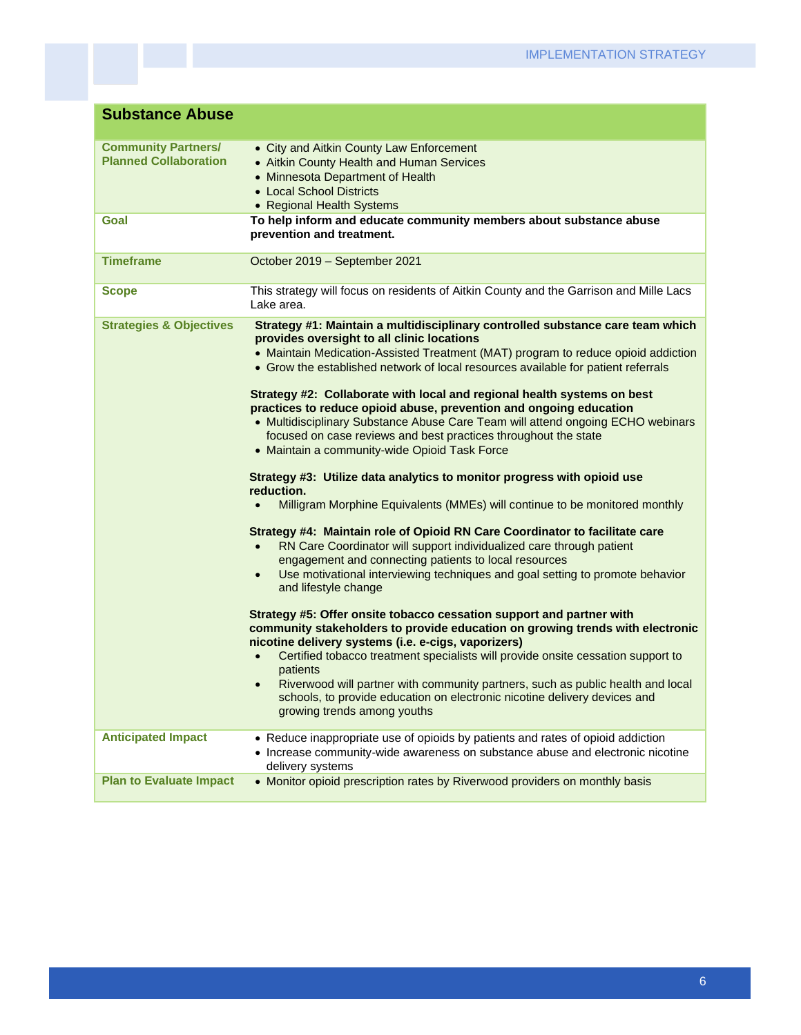## Substance Abuse

| | |
|---|---|
| **Community Partners/ Planned Collaboration** | • City and Aitkin County Law Enforcement<br>• Aitkin County Health and Human Services<br>• Minnesota Department of Health<br>• Local School Districts<br>• Regional Health Systems |
| **Goal** | **To help inform and educate community members about substance abuse prevention and treatment.** |
| **Timeframe** | October 2019 – September 2021 |
| **Scope** | This strategy will focus on residents of Aitkin County and the Garrison and Mille Lacs Lake area. |
| **Strategies & Objectives** | **Strategy #1: Maintain a multidisciplinary controlled substance care team which provides oversight to all clinic locations**<br>• Maintain Medication-Assisted Treatment (MAT) program to reduce opioid addiction<br>• Grow the established network of local resources available for patient referrals<br><br>**Strategy #2: Collaborate with local and regional health systems on best practices to reduce opioid abuse, prevention and ongoing education**<br>• Multidisciplinary Substance Abuse Care Team will attend ongoing ECHO webinars focused on case reviews and best practices throughout the state<br>• Maintain a community-wide Opioid Task Force<br><br>**Strategy #3: Utilize data analytics to monitor progress with opioid use reduction.**<br>• Milligram Morphine Equivalents (MMEs) will continue to be monitored monthly<br><br>**Strategy #4: Maintain role of Opioid RN Care Coordinator to facilitate care**<br>• RN Care Coordinator will support individualized care through patient engagement and connecting patients to local resources<br>• Use motivational interviewing techniques and goal setting to promote behavior and lifestyle change<br><br>**Strategy #5: Offer onsite tobacco cessation support and partner with community stakeholders to provide education on growing trends with electronic nicotine delivery systems (i.e. e-cigs, vaporizers)**<br>• Certified tobacco treatment specialists will provide onsite cessation support to patients<br>• Riverwood will partner with community partners, such as public health and local schools, to provide education on electronic nicotine delivery devices and growing trends among youths |
| **Anticipated Impact** | • Reduce inappropriate use of opioids by patients and rates of opioid addiction<br>• Increase community-wide awareness on substance abuse and electronic nicotine delivery systems |
| **Plan to Evaluate Impact** | • Monitor opioid prescription rates by Riverwood providers on monthly basis |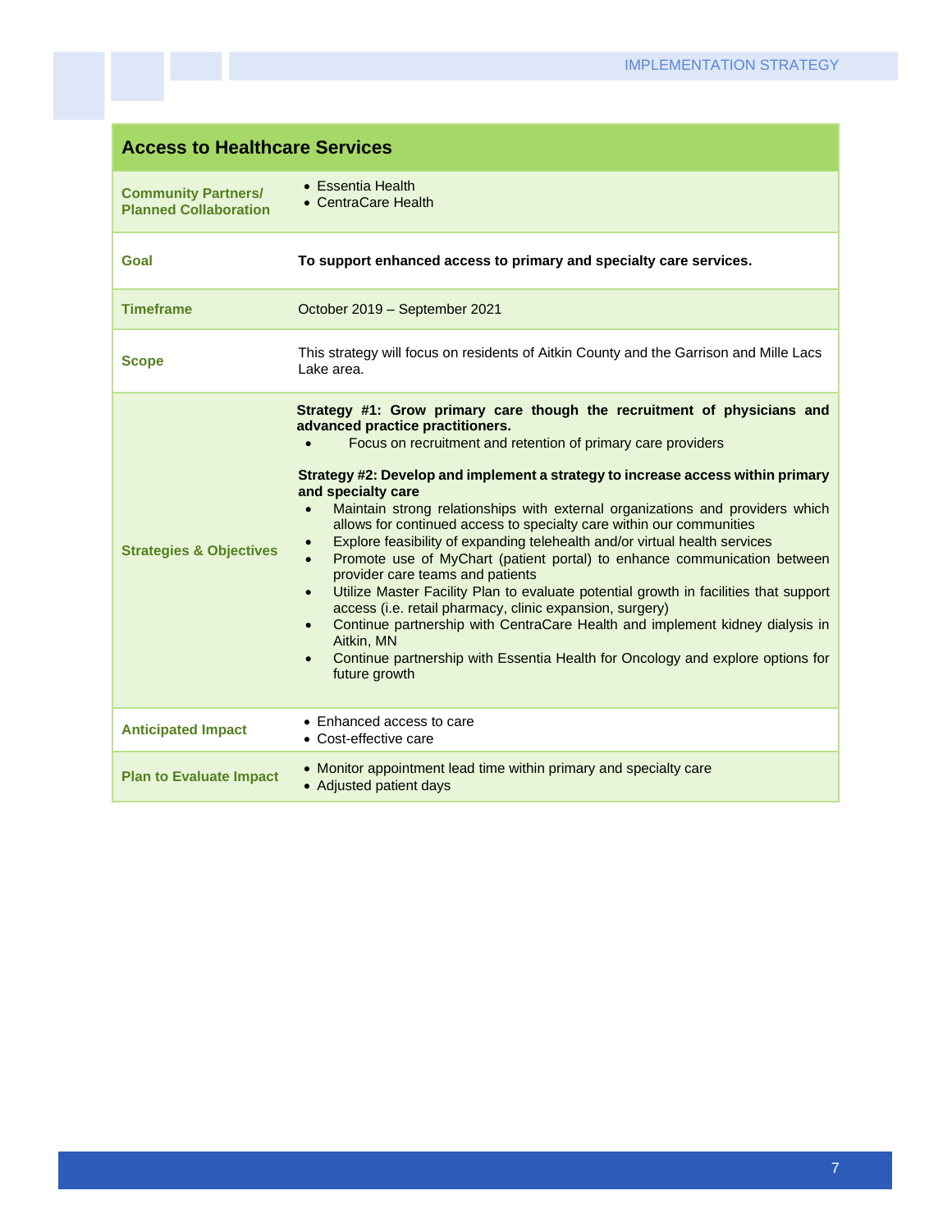## Access to Healthcare Services

| | |
|---|---|
| **Community Partners/ Planned Collaboration** | • Essentia Health<br>• CentraCare Health |
| **Goal** | **To support enhanced access to primary and specialty care services.** |
| **Timeframe** | October 2019 – September 2021 |
| **Scope** | This strategy will focus on residents of Aitkin County and the Garrison and Mille Lacs Lake area. |
| **Strategies & Objectives** | **Strategy #1: Grow primary care though the recruitment of physicians and advanced practice practitioners.**<br>• Focus on recruitment and retention of primary care providers<br><br>**Strategy #2: Develop and implement a strategy to increase access within primary and specialty care**<br>• Maintain strong relationships with external organizations and providers which allows for continued access to specialty care within our communities<br>• Explore feasibility of expanding telehealth and/or virtual health services<br>• Promote use of MyChart (patient portal) to enhance communication between provider care teams and patients<br>• Utilize Master Facility Plan to evaluate potential growth in facilities that support access (i.e. retail pharmacy, clinic expansion, surgery)<br>• Continue partnership with CentraCare Health and implement kidney dialysis in Aitkin, MN<br>• Continue partnership with Essentia Health for Oncology and explore options for future growth |
| **Anticipated Impact** | • Enhanced access to care<br>• Cost-effective care |
| **Plan to Evaluate Impact** | • Monitor appointment lead time within primary and specialty care<br>• Adjusted patient days |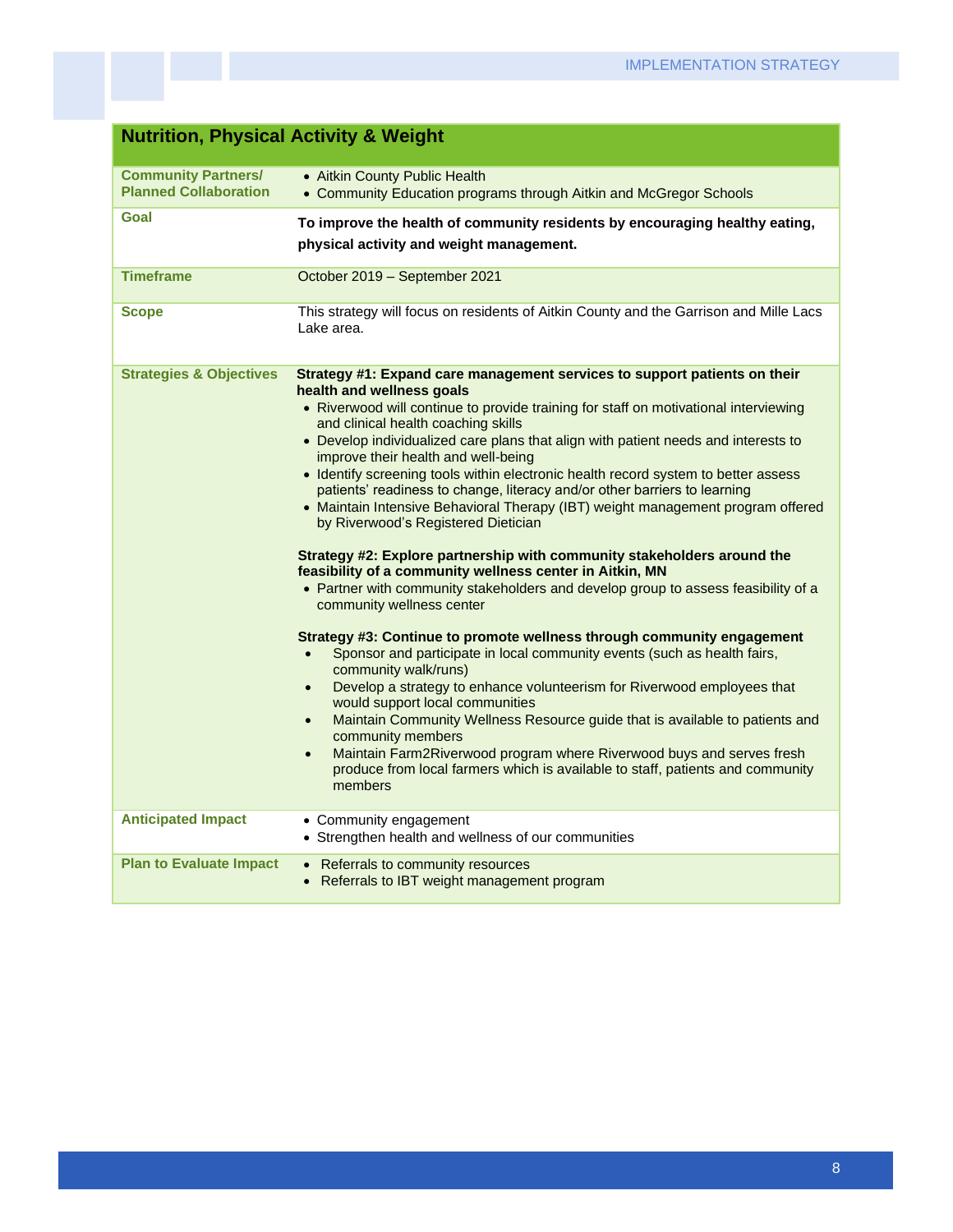| Nutrition, Physical Activity & Weight | |
|---|---|
| **Community Partners/ Planned Collaboration** | • Aitkin County Public Health<br>• Community Education programs through Aitkin and McGregor Schools |
| **Goal** | **To improve the health of community residents by encouraging healthy eating, physical activity and weight management.** |
| **Timeframe** | October 2019 – September 2021 |
| **Scope** | This strategy will focus on residents of Aitkin County and the Garrison and Mille Lacs Lake area. |
| **Strategies & Objectives** | **Strategy #1: Expand care management services to support patients on their health and wellness goals**<br>• Riverwood will continue to provide training for staff on motivational interviewing and clinical health coaching skills<br>• Develop individualized care plans that align with patient needs and interests to improve their health and well-being<br>• Identify screening tools within electronic health record system to better assess patients' readiness to change, literacy and/or other barriers to learning<br>• Maintain Intensive Behavioral Therapy (IBT) weight management program offered by Riverwood's Registered Dietician<br><br>**Strategy #2: Explore partnership with community stakeholders around the feasibility of a community wellness center in Aitkin, MN**<br>• Partner with community stakeholders and develop group to assess feasibility of a community wellness center<br><br>**Strategy #3: Continue to promote wellness through community engagement**<br>• Sponsor and participate in local community events (such as health fairs, community walk/runs)<br>• Develop a strategy to enhance volunteerism for Riverwood employees that would support local communities<br>• Maintain Community Wellness Resource guide that is available to patients and community members<br>• Maintain Farm2Riverwood program where Riverwood buys and serves fresh produce from local farmers which is available to staff, patients and community members |
| **Anticipated Impact** | • Community engagement<br>• Strengthen health and wellness of our communities |
| **Plan to Evaluate Impact** | • Referrals to community resources<br>• Referrals to IBT weight management program |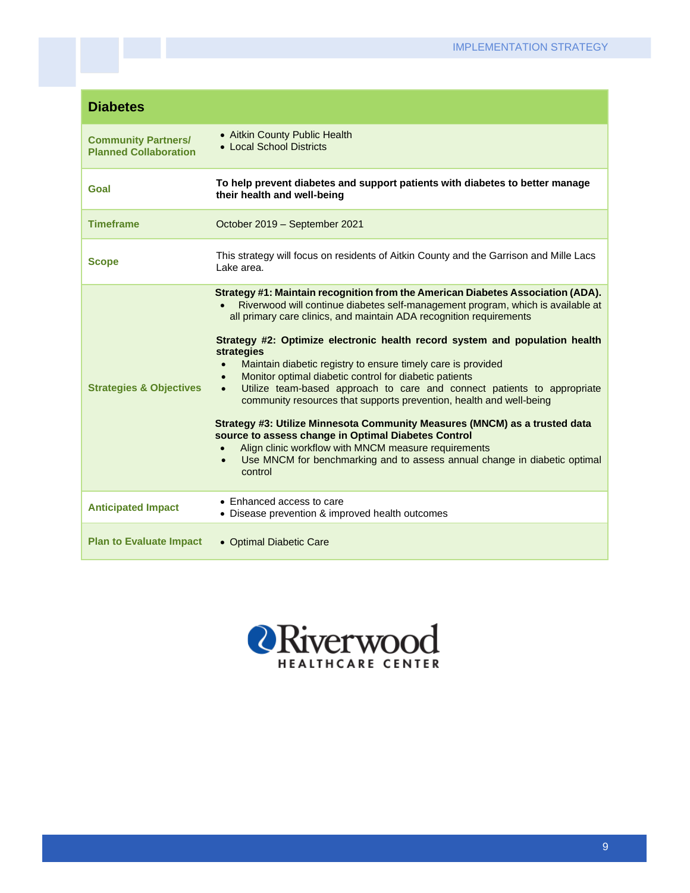| Diabetes | |
|---|---|
| **Community Partners/ Planned Collaboration** | • Aitkin County Public Health<br>• Local School Districts |
| **Goal** | **To help prevent diabetes and support patients with diabetes to better manage their health and well-being** |
| **Timeframe** | October 2019 – September 2021 |
| **Scope** | This strategy will focus on residents of Aitkin County and the Garrison and Mille Lacs Lake area. |
| **Strategies & Objectives** | **Strategy #1: Maintain recognition from the American Diabetes Association (ADA).**<br>• Riverwood will continue diabetes self-management program, which is available at all primary care clinics, and maintain ADA recognition requirements<br><br>**Strategy #2: Optimize electronic health record system and population health strategies**<br>• Maintain diabetic registry to ensure timely care is provided<br>• Monitor optimal diabetic control for diabetic patients<br>• Utilize team-based approach to care and connect patients to appropriate community resources that supports prevention, health and well-being<br><br>**Strategy #3: Utilize Minnesota Community Measures (MNCM) as a trusted data source to assess change in Optimal Diabetes Control**<br>• Align clinic workflow with MNCM measure requirements<br>• Use MNCM for benchmarking and to assess annual change in diabetic optimal control |
| **Anticipated Impact** | • Enhanced access to care<br>• Disease prevention & improved health outcomes |
| **Plan to Evaluate Impact** | • Optimal Diabetic Care |

Riverwood
HEALTHCARE CENTER